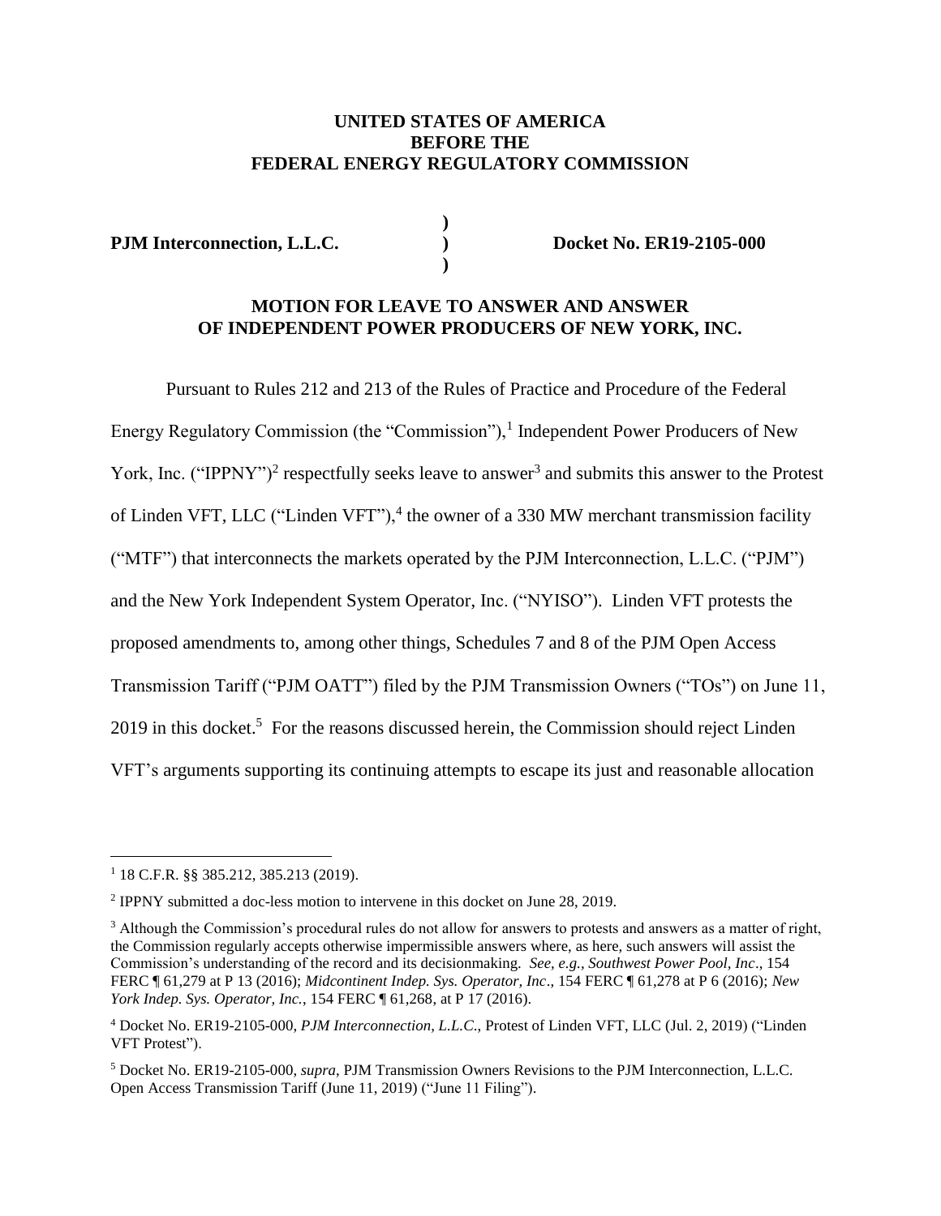**UNITED STATES OF AMERICA**
**BEFORE THE**
**FEDERAL ENERGY REGULATORY COMMISSION**

| | | |
|---|---|---|
| **PJM Interconnection, L.L.C.** | **)** **)** **)** | **Docket No. ER19-2105-000** |

**MOTION FOR LEAVE TO ANSWER AND ANSWER OF INDEPENDENT POWER PRODUCERS OF NEW YORK, INC.**

Pursuant to Rules 212 and 213 of the Rules of Practice and Procedure of the Federal Energy Regulatory Commission (the "Commission"),[1] Independent Power Producers of New York, Inc. ("IPPNY")[2] respectfully seeks leave to answer[3] and submits this answer to the Protest of Linden VFT, LLC ("Linden VFT"),[4] the owner of a 330 MW merchant transmission facility ("MTF") that interconnects the markets operated by the PJM Interconnection, L.L.C. ("PJM") and the New York Independent System Operator, Inc. ("NYISO"). Linden VFT protests the proposed amendments to, among other things, Schedules 7 and 8 of the PJM Open Access Transmission Tariff ("PJM OATT") filed by the PJM Transmission Owners ("TOs") on June 11, 2019 in this docket.[5] For the reasons discussed herein, the Commission should reject Linden VFT's arguments supporting its continuing attempts to escape its just and reasonable allocation

---

[1] 18 C.F.R. §§ 385.212, 385.213 (2019).

[2] IPPNY submitted a doc-less motion to intervene in this docket on June 28, 2019.

[3] Although the Commission's procedural rules do not allow for answers to protests and answers as a matter of right, the Commission regularly accepts otherwise impermissible answers where, as here, such answers will assist the Commission's understanding of the record and its decisionmaking. *See, e.g., Southwest Power Pool, Inc*., 154 FERC ¶ 61,279 at P 13 (2016); *Midcontinent Indep. Sys. Operator, Inc*., 154 FERC ¶ 61,278 at P 6 (2016); *New York Indep. Sys. Operator, Inc.*, 154 FERC ¶ 61,268, at P 17 (2016).

[4] Docket No. ER19-2105-000, *PJM Interconnection, L.L.C.*, Protest of Linden VFT, LLC (Jul. 2, 2019) ("Linden VFT Protest").

[5] Docket No. ER19-2105-000, *supra*, PJM Transmission Owners Revisions to the PJM Interconnection, L.L.C. Open Access Transmission Tariff (June 11, 2019) ("June 11 Filing").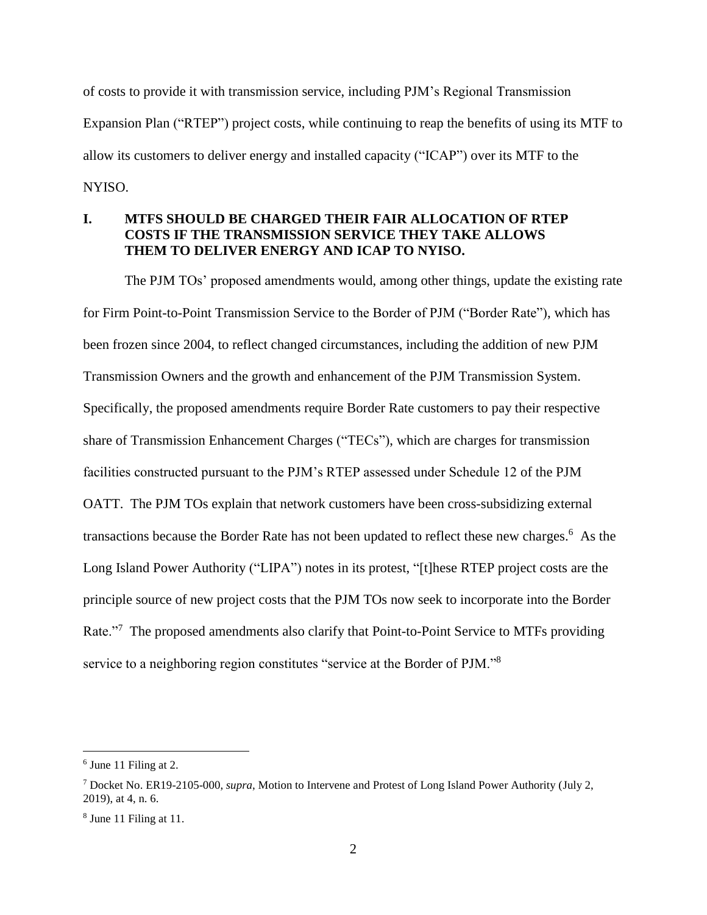of costs to provide it with transmission service, including PJM's Regional Transmission Expansion Plan ("RTEP") project costs, while continuing to reap the benefits of using its MTF to allow its customers to deliver energy and installed capacity ("ICAP") over its MTF to the NYISO.

## I. MTFS SHOULD BE CHARGED THEIR FAIR ALLOCATION OF RTEP COSTS IF THE TRANSMISSION SERVICE THEY TAKE ALLOWS THEM TO DELIVER ENERGY AND ICAP TO NYISO.

The PJM TOs' proposed amendments would, among other things, update the existing rate for Firm Point-to-Point Transmission Service to the Border of PJM ("Border Rate"), which has been frozen since 2004, to reflect changed circumstances, including the addition of new PJM Transmission Owners and the growth and enhancement of the PJM Transmission System. Specifically, the proposed amendments require Border Rate customers to pay their respective share of Transmission Enhancement Charges ("TECs"), which are charges for transmission facilities constructed pursuant to the PJM's RTEP assessed under Schedule 12 of the PJM OATT. The PJM TOs explain that network customers have been cross-subsidizing external transactions because the Border Rate has not been updated to reflect these new charges.[6] As the Long Island Power Authority ("LIPA") notes in its protest, "[t]hese RTEP project costs are the principle source of new project costs that the PJM TOs now seek to incorporate into the Border Rate."[7] The proposed amendments also clarify that Point-to-Point Service to MTFs providing service to a neighboring region constitutes "service at the Border of PJM."[8]

---

[6] June 11 Filing at 2.

[7] Docket No. ER19-2105-000, *supra*, Motion to Intervene and Protest of Long Island Power Authority (July 2, 2019), at 4, n. 6.

[8] June 11 Filing at 11.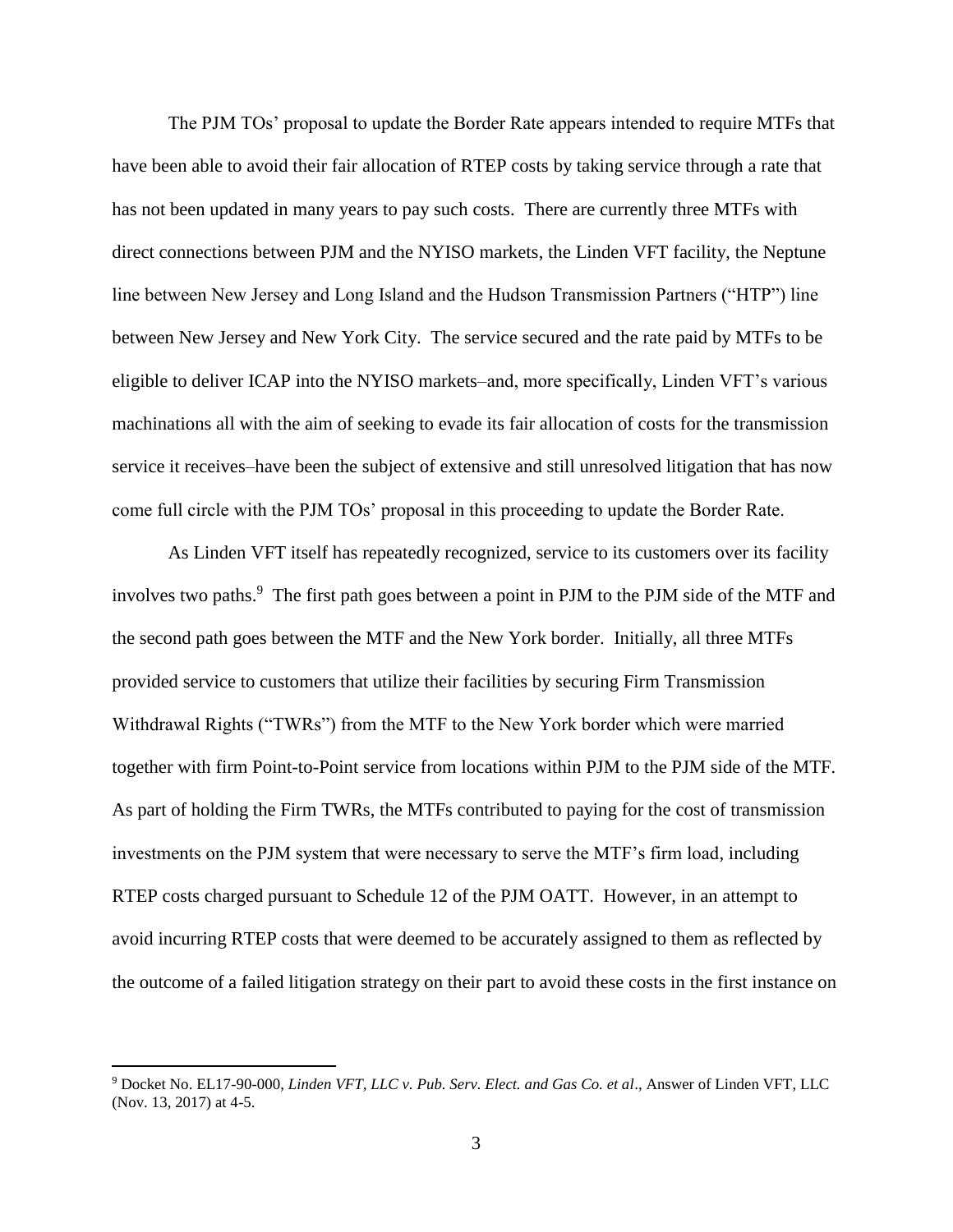The PJM TOs' proposal to update the Border Rate appears intended to require MTFs that have been able to avoid their fair allocation of RTEP costs by taking service through a rate that has not been updated in many years to pay such costs. There are currently three MTFs with direct connections between PJM and the NYISO markets, the Linden VFT facility, the Neptune line between New Jersey and Long Island and the Hudson Transmission Partners ("HTP") line between New Jersey and New York City. The service secured and the rate paid by MTFs to be eligible to deliver ICAP into the NYISO markets–and, more specifically, Linden VFT's various machinations all with the aim of seeking to evade its fair allocation of costs for the transmission service it receives–have been the subject of extensive and still unresolved litigation that has now come full circle with the PJM TOs' proposal in this proceeding to update the Border Rate.

As Linden VFT itself has repeatedly recognized, service to its customers over its facility involves two paths.[9] The first path goes between a point in PJM to the PJM side of the MTF and the second path goes between the MTF and the New York border. Initially, all three MTFs provided service to customers that utilize their facilities by securing Firm Transmission Withdrawal Rights ("TWRs") from the MTF to the New York border which were married together with firm Point-to-Point service from locations within PJM to the PJM side of the MTF. As part of holding the Firm TWRs, the MTFs contributed to paying for the cost of transmission investments on the PJM system that were necessary to serve the MTF's firm load, including RTEP costs charged pursuant to Schedule 12 of the PJM OATT. However, in an attempt to avoid incurring RTEP costs that were deemed to be accurately assigned to them as reflected by the outcome of a failed litigation strategy on their part to avoid these costs in the first instance on

---

[9] Docket No. EL17-90-000, *Linden VFT, LLC v. Pub. Serv. Elect. and Gas Co. et al*., Answer of Linden VFT, LLC (Nov. 13, 2017) at 4-5.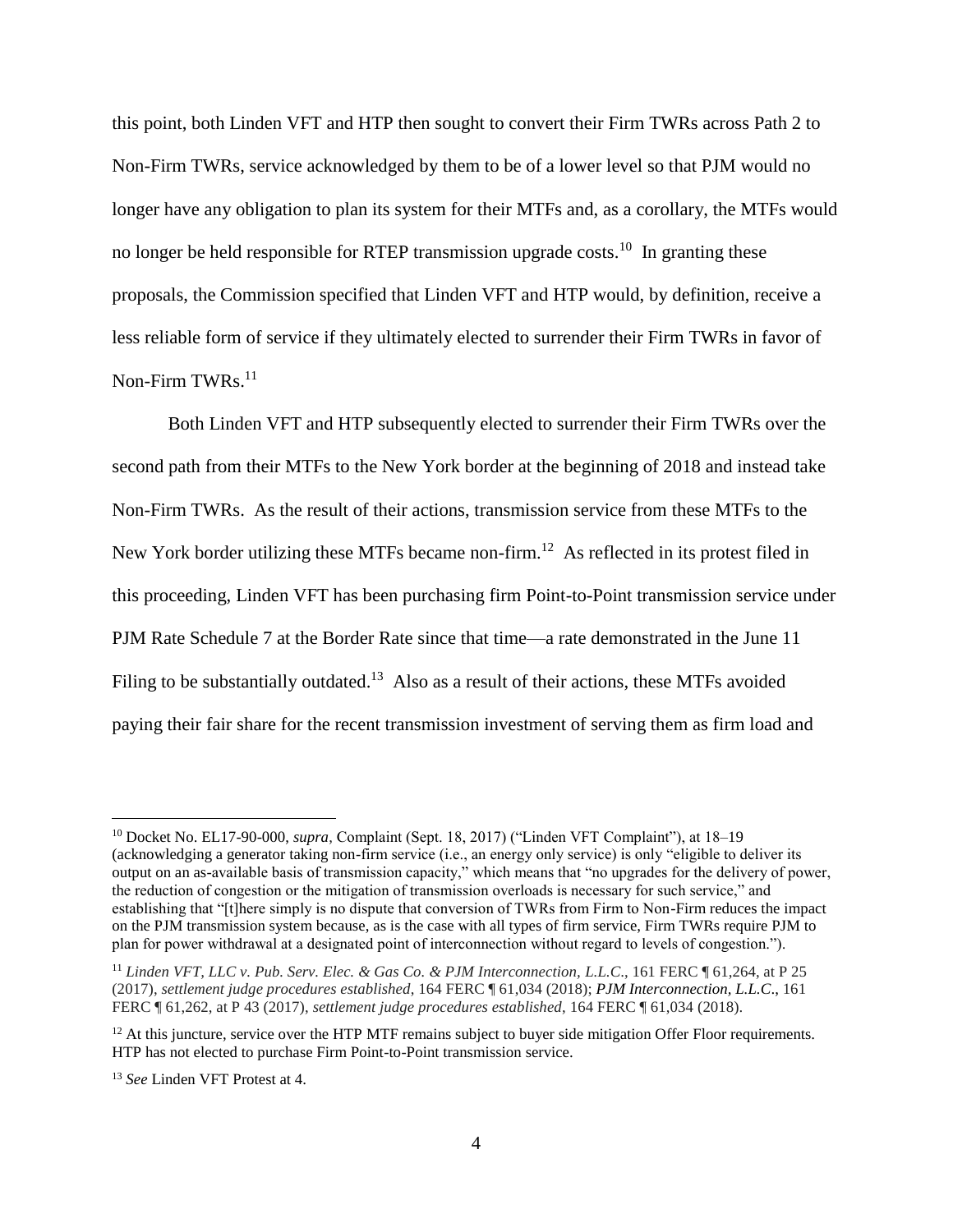this point, both Linden VFT and HTP then sought to convert their Firm TWRs across Path 2 to Non-Firm TWRs, service acknowledged by them to be of a lower level so that PJM would no longer have any obligation to plan its system for their MTFs and, as a corollary, the MTFs would no longer be held responsible for RTEP transmission upgrade costs.[10] In granting these proposals, the Commission specified that Linden VFT and HTP would, by definition, receive a less reliable form of service if they ultimately elected to surrender their Firm TWRs in favor of Non-Firm TWRs.[11]

Both Linden VFT and HTP subsequently elected to surrender their Firm TWRs over the second path from their MTFs to the New York border at the beginning of 2018 and instead take Non-Firm TWRs. As the result of their actions, transmission service from these MTFs to the New York border utilizing these MTFs became non-firm.[12] As reflected in its protest filed in this proceeding, Linden VFT has been purchasing firm Point-to-Point transmission service under PJM Rate Schedule 7 at the Border Rate since that time—a rate demonstrated in the June 11 Filing to be substantially outdated.[13] Also as a result of their actions, these MTFs avoided paying their fair share for the recent transmission investment of serving them as firm load and

---

[10] Docket No. EL17-90-000, *supra*, Complaint (Sept. 18, 2017) ("Linden VFT Complaint"), at 18–19 (acknowledging a generator taking non-firm service (i.e., an energy only service) is only "eligible to deliver its output on an as-available basis of transmission capacity," which means that "no upgrades for the delivery of power, the reduction of congestion or the mitigation of transmission overloads is necessary for such service," and establishing that "[t]here simply is no dispute that conversion of TWRs from Firm to Non-Firm reduces the impact on the PJM transmission system because, as is the case with all types of firm service, Firm TWRs require PJM to plan for power withdrawal at a designated point of interconnection without regard to levels of congestion.").

[11] *Linden VFT, LLC v. Pub. Serv. Elec. & Gas Co. & PJM Interconnection, L.L.C.*, 161 FERC ¶ 61,264, at P 25 (2017), *settlement judge procedures established*, 164 FERC ¶ 61,034 (2018); *PJM Interconnection, L.L.C.*, 161 FERC ¶ 61,262, at P 43 (2017), *settlement judge procedures established*, 164 FERC ¶ 61,034 (2018).

[12] At this juncture, service over the HTP MTF remains subject to buyer side mitigation Offer Floor requirements. HTP has not elected to purchase Firm Point-to-Point transmission service.

[13] *See* Linden VFT Protest at 4.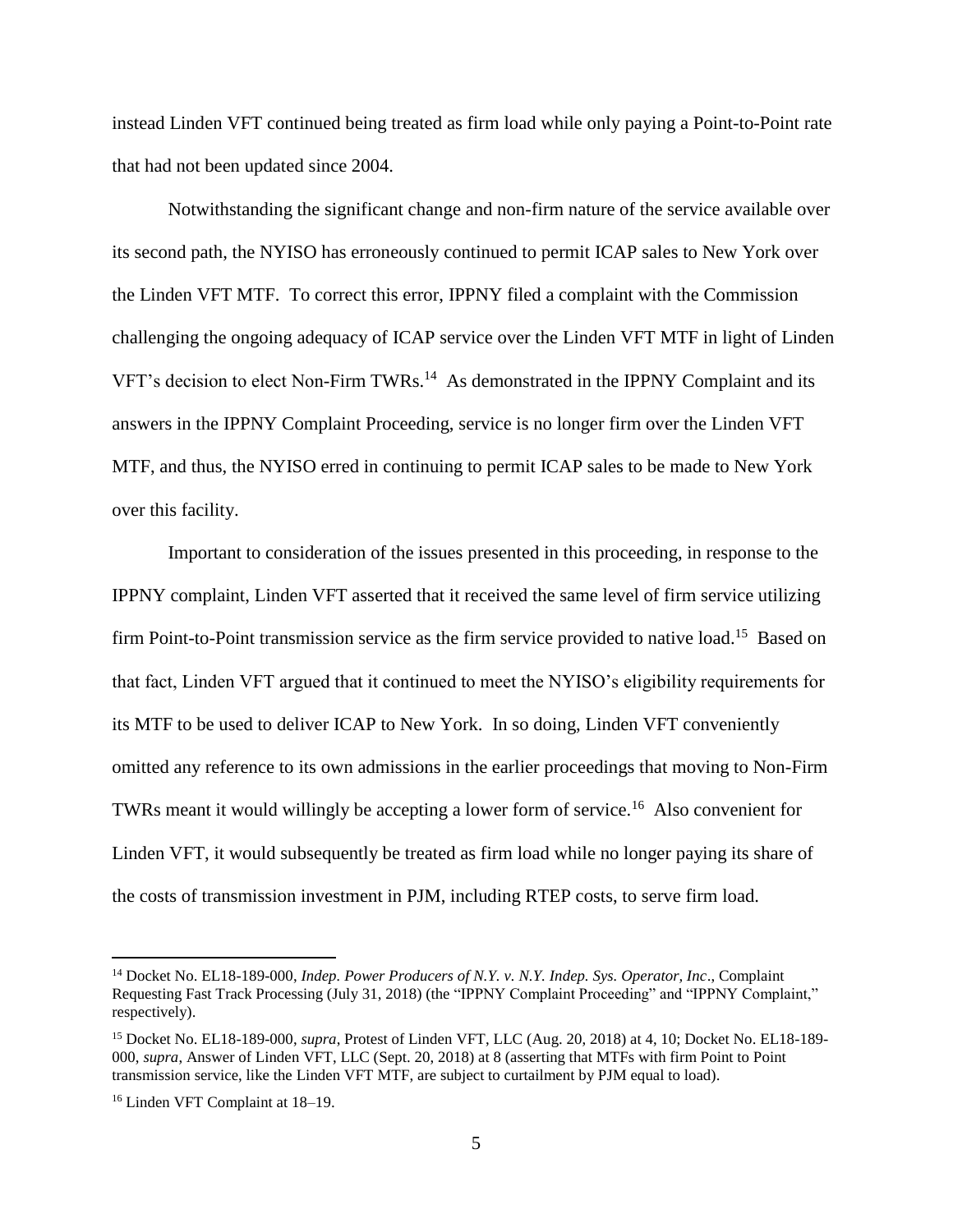instead Linden VFT continued being treated as firm load while only paying a Point-to-Point rate that had not been updated since 2004.

Notwithstanding the significant change and non-firm nature of the service available over its second path, the NYISO has erroneously continued to permit ICAP sales to New York over the Linden VFT MTF. To correct this error, IPPNY filed a complaint with the Commission challenging the ongoing adequacy of ICAP service over the Linden VFT MTF in light of Linden VFT's decision to elect Non-Firm TWRs.[14] As demonstrated in the IPPNY Complaint and its answers in the IPPNY Complaint Proceeding, service is no longer firm over the Linden VFT MTF, and thus, the NYISO erred in continuing to permit ICAP sales to be made to New York over this facility.

Important to consideration of the issues presented in this proceeding, in response to the IPPNY complaint, Linden VFT asserted that it received the same level of firm service utilizing firm Point-to-Point transmission service as the firm service provided to native load.[15] Based on that fact, Linden VFT argued that it continued to meet the NYISO's eligibility requirements for its MTF to be used to deliver ICAP to New York. In so doing, Linden VFT conveniently omitted any reference to its own admissions in the earlier proceedings that moving to Non-Firm TWRs meant it would willingly be accepting a lower form of service.[16] Also convenient for Linden VFT, it would subsequently be treated as firm load while no longer paying its share of the costs of transmission investment in PJM, including RTEP costs, to serve firm load.

---

[14] Docket No. EL18-189-000, *Indep. Power Producers of N.Y. v. N.Y. Indep. Sys. Operator, Inc*., Complaint Requesting Fast Track Processing (July 31, 2018) (the "IPPNY Complaint Proceeding" and "IPPNY Complaint," respectively).

[15] Docket No. EL18-189-000, *supra*, Protest of Linden VFT, LLC (Aug. 20, 2018) at 4, 10; Docket No. EL18-189-000, *supra*, Answer of Linden VFT, LLC (Sept. 20, 2018) at 8 (asserting that MTFs with firm Point to Point transmission service, like the Linden VFT MTF, are subject to curtailment by PJM equal to load).

[16] Linden VFT Complaint at 18–19.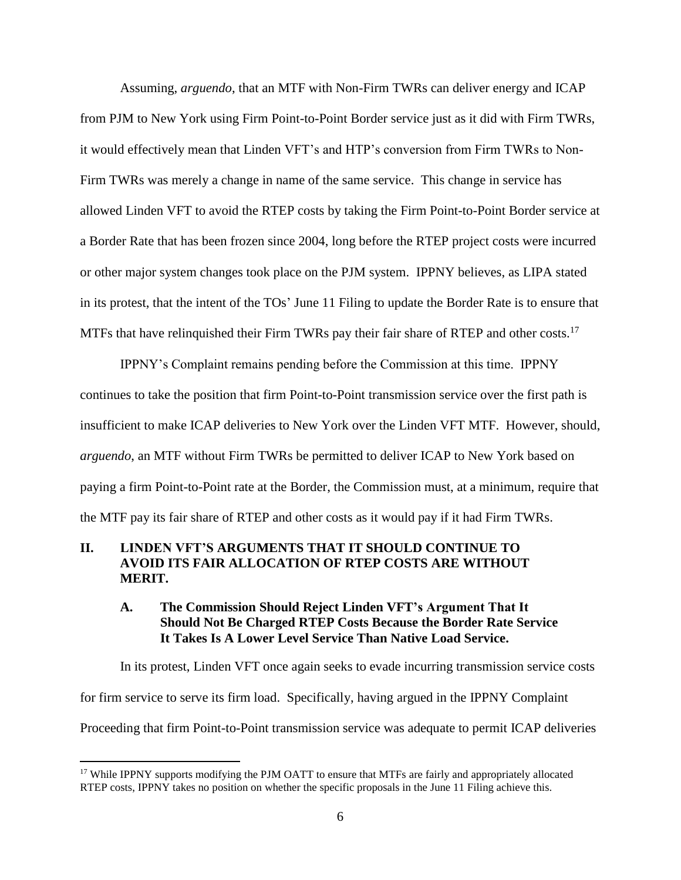Assuming, *arguendo*, that an MTF with Non-Firm TWRs can deliver energy and ICAP from PJM to New York using Firm Point-to-Point Border service just as it did with Firm TWRs, it would effectively mean that Linden VFT's and HTP's conversion from Firm TWRs to Non-Firm TWRs was merely a change in name of the same service. This change in service has allowed Linden VFT to avoid the RTEP costs by taking the Firm Point-to-Point Border service at a Border Rate that has been frozen since 2004, long before the RTEP project costs were incurred or other major system changes took place on the PJM system. IPPNY believes, as LIPA stated in its protest, that the intent of the TOs' June 11 Filing to update the Border Rate is to ensure that MTFs that have relinquished their Firm TWRs pay their fair share of RTEP and other costs.[17]

IPPNY's Complaint remains pending before the Commission at this time. IPPNY continues to take the position that firm Point-to-Point transmission service over the first path is insufficient to make ICAP deliveries to New York over the Linden VFT MTF. However, should, *arguendo*, an MTF without Firm TWRs be permitted to deliver ICAP to New York based on paying a firm Point-to-Point rate at the Border, the Commission must, at a minimum, require that the MTF pay its fair share of RTEP and other costs as it would pay if it had Firm TWRs.

## II. LINDEN VFT'S ARGUMENTS THAT IT SHOULD CONTINUE TO AVOID ITS FAIR ALLOCATION OF RTEP COSTS ARE WITHOUT MERIT.

### A. The Commission Should Reject Linden VFT's Argument That It Should Not Be Charged RTEP Costs Because the Border Rate Service It Takes Is A Lower Level Service Than Native Load Service.

In its protest, Linden VFT once again seeks to evade incurring transmission service costs for firm service to serve its firm load. Specifically, having argued in the IPPNY Complaint Proceeding that firm Point-to-Point transmission service was adequate to permit ICAP deliveries

[17] While IPPNY supports modifying the PJM OATT to ensure that MTFs are fairly and appropriately allocated RTEP costs, IPPNY takes no position on whether the specific proposals in the June 11 Filing achieve this.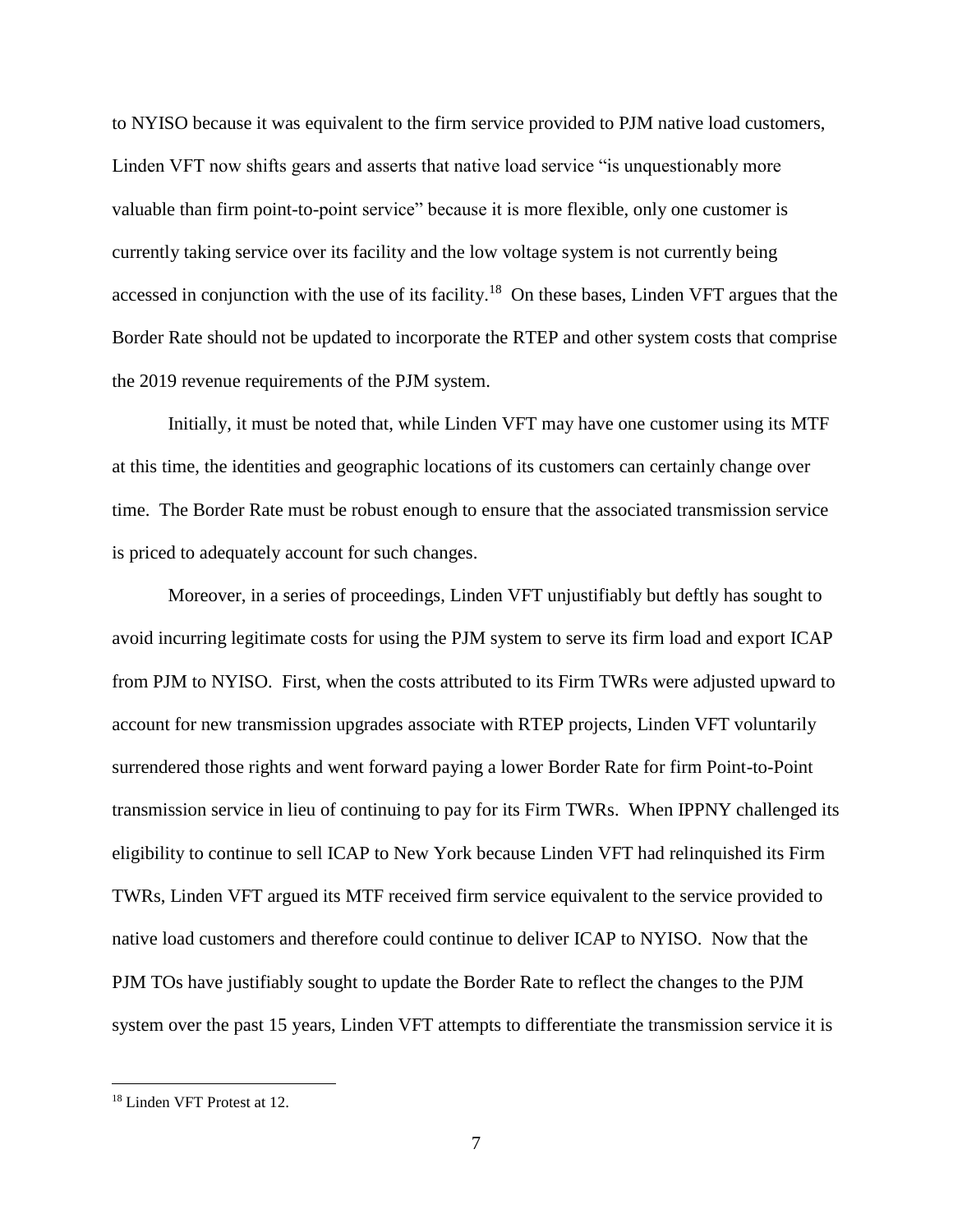to NYISO because it was equivalent to the firm service provided to PJM native load customers, Linden VFT now shifts gears and asserts that native load service "is unquestionably more valuable than firm point-to-point service" because it is more flexible, only one customer is currently taking service over its facility and the low voltage system is not currently being accessed in conjunction with the use of its facility.[18] On these bases, Linden VFT argues that the Border Rate should not be updated to incorporate the RTEP and other system costs that comprise the 2019 revenue requirements of the PJM system.

Initially, it must be noted that, while Linden VFT may have one customer using its MTF at this time, the identities and geographic locations of its customers can certainly change over time. The Border Rate must be robust enough to ensure that the associated transmission service is priced to adequately account for such changes.

Moreover, in a series of proceedings, Linden VFT unjustifiably but deftly has sought to avoid incurring legitimate costs for using the PJM system to serve its firm load and export ICAP from PJM to NYISO. First, when the costs attributed to its Firm TWRs were adjusted upward to account for new transmission upgrades associate with RTEP projects, Linden VFT voluntarily surrendered those rights and went forward paying a lower Border Rate for firm Point-to-Point transmission service in lieu of continuing to pay for its Firm TWRs. When IPPNY challenged its eligibility to continue to sell ICAP to New York because Linden VFT had relinquished its Firm TWRs, Linden VFT argued its MTF received firm service equivalent to the service provided to native load customers and therefore could continue to deliver ICAP to NYISO. Now that the PJM TOs have justifiably sought to update the Border Rate to reflect the changes to the PJM system over the past 15 years, Linden VFT attempts to differentiate the transmission service it is

[18] Linden VFT Protest at 12.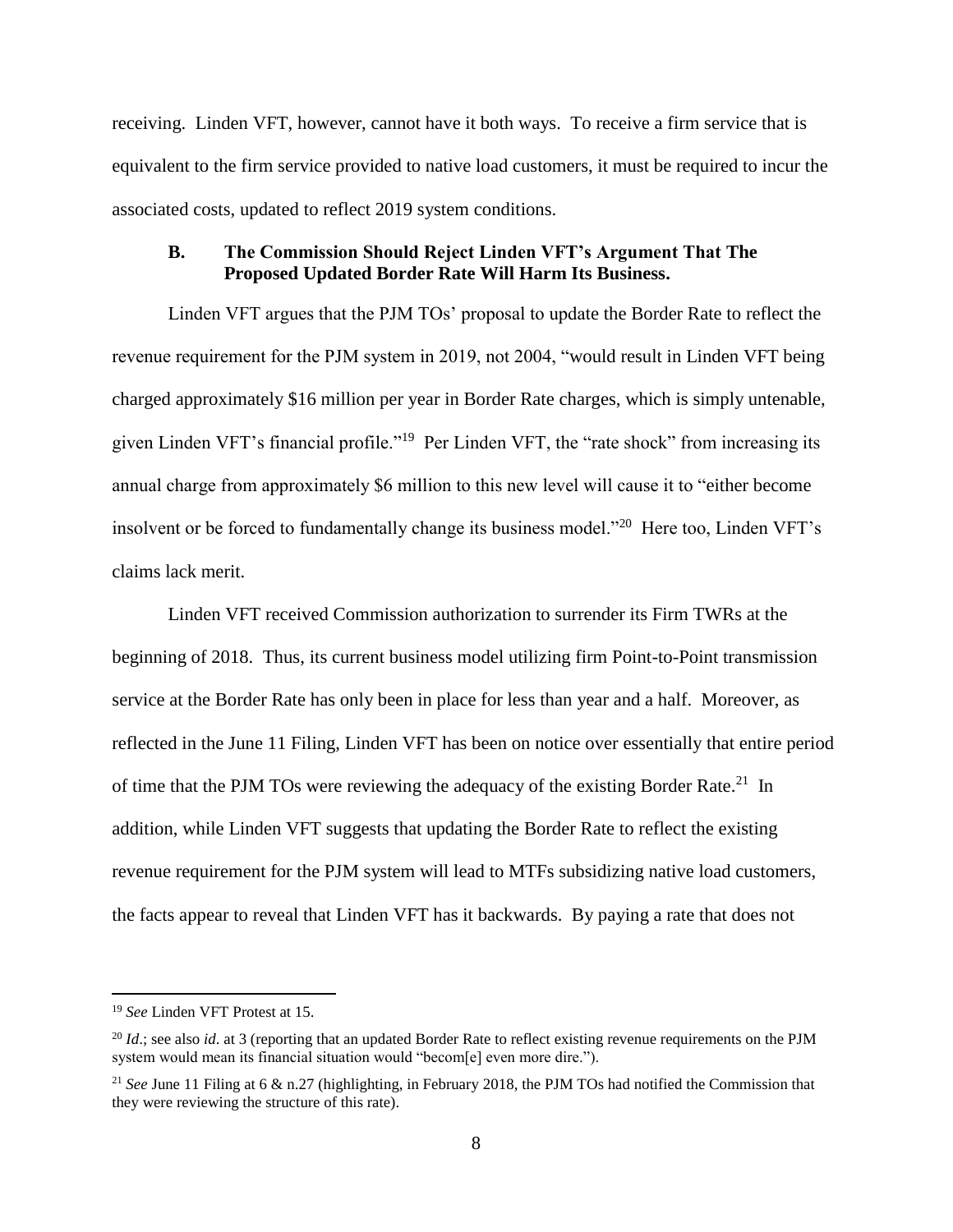receiving. Linden VFT, however, cannot have it both ways. To receive a firm service that is equivalent to the firm service provided to native load customers, it must be required to incur the associated costs, updated to reflect 2019 system conditions.

### B. The Commission Should Reject Linden VFT's Argument That The Proposed Updated Border Rate Will Harm Its Business.

Linden VFT argues that the PJM TOs' proposal to update the Border Rate to reflect the revenue requirement for the PJM system in 2019, not 2004, "would result in Linden VFT being charged approximately $16 million per year in Border Rate charges, which is simply untenable, given Linden VFT's financial profile."[19] Per Linden VFT, the "rate shock" from increasing its annual charge from approximately $6 million to this new level will cause it to "either become insolvent or be forced to fundamentally change its business model."[20] Here too, Linden VFT's claims lack merit.

Linden VFT received Commission authorization to surrender its Firm TWRs at the beginning of 2018. Thus, its current business model utilizing firm Point-to-Point transmission service at the Border Rate has only been in place for less than year and a half. Moreover, as reflected in the June 11 Filing, Linden VFT has been on notice over essentially that entire period of time that the PJM TOs were reviewing the adequacy of the existing Border Rate.[21] In addition, while Linden VFT suggests that updating the Border Rate to reflect the existing revenue requirement for the PJM system will lead to MTFs subsidizing native load customers, the facts appear to reveal that Linden VFT has it backwards. By paying a rate that does not

---

[19] *See* Linden VFT Protest at 15.

[20] *Id*.; see also *id*. at 3 (reporting that an updated Border Rate to reflect existing revenue requirements on the PJM system would mean its financial situation would "becom[e] even more dire.").

[21] *See* June 11 Filing at 6 & n.27 (highlighting, in February 2018, the PJM TOs had notified the Commission that they were reviewing the structure of this rate).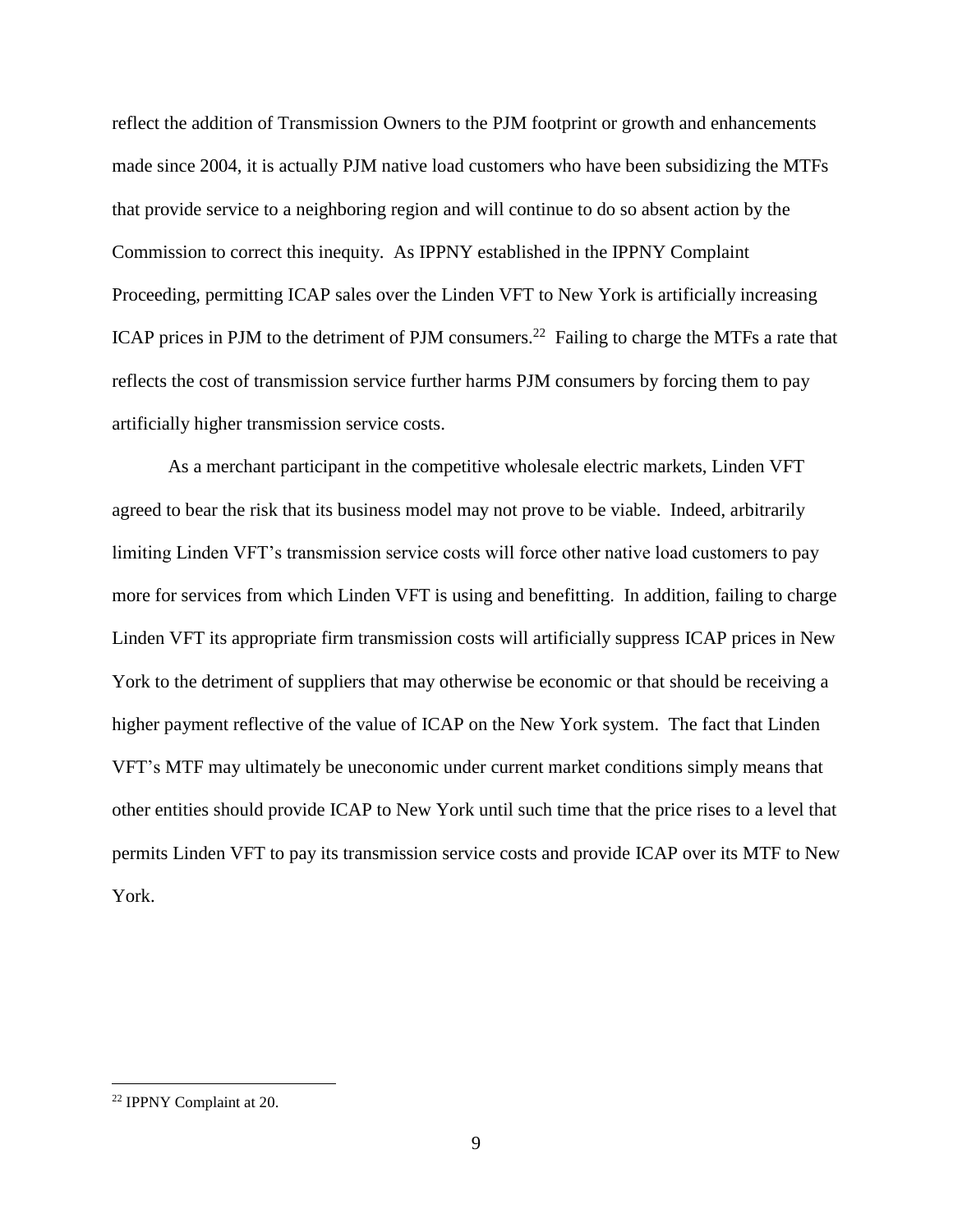reflect the addition of Transmission Owners to the PJM footprint or growth and enhancements made since 2004, it is actually PJM native load customers who have been subsidizing the MTFs that provide service to a neighboring region and will continue to do so absent action by the Commission to correct this inequity. As IPPNY established in the IPPNY Complaint Proceeding, permitting ICAP sales over the Linden VFT to New York is artificially increasing ICAP prices in PJM to the detriment of PJM consumers.[22] Failing to charge the MTFs a rate that reflects the cost of transmission service further harms PJM consumers by forcing them to pay artificially higher transmission service costs.

As a merchant participant in the competitive wholesale electric markets, Linden VFT agreed to bear the risk that its business model may not prove to be viable. Indeed, arbitrarily limiting Linden VFT's transmission service costs will force other native load customers to pay more for services from which Linden VFT is using and benefitting. In addition, failing to charge Linden VFT its appropriate firm transmission costs will artificially suppress ICAP prices in New York to the detriment of suppliers that may otherwise be economic or that should be receiving a higher payment reflective of the value of ICAP on the New York system. The fact that Linden VFT's MTF may ultimately be uneconomic under current market conditions simply means that other entities should provide ICAP to New York until such time that the price rises to a level that permits Linden VFT to pay its transmission service costs and provide ICAP over its MTF to New York.

[22] IPPNY Complaint at 20.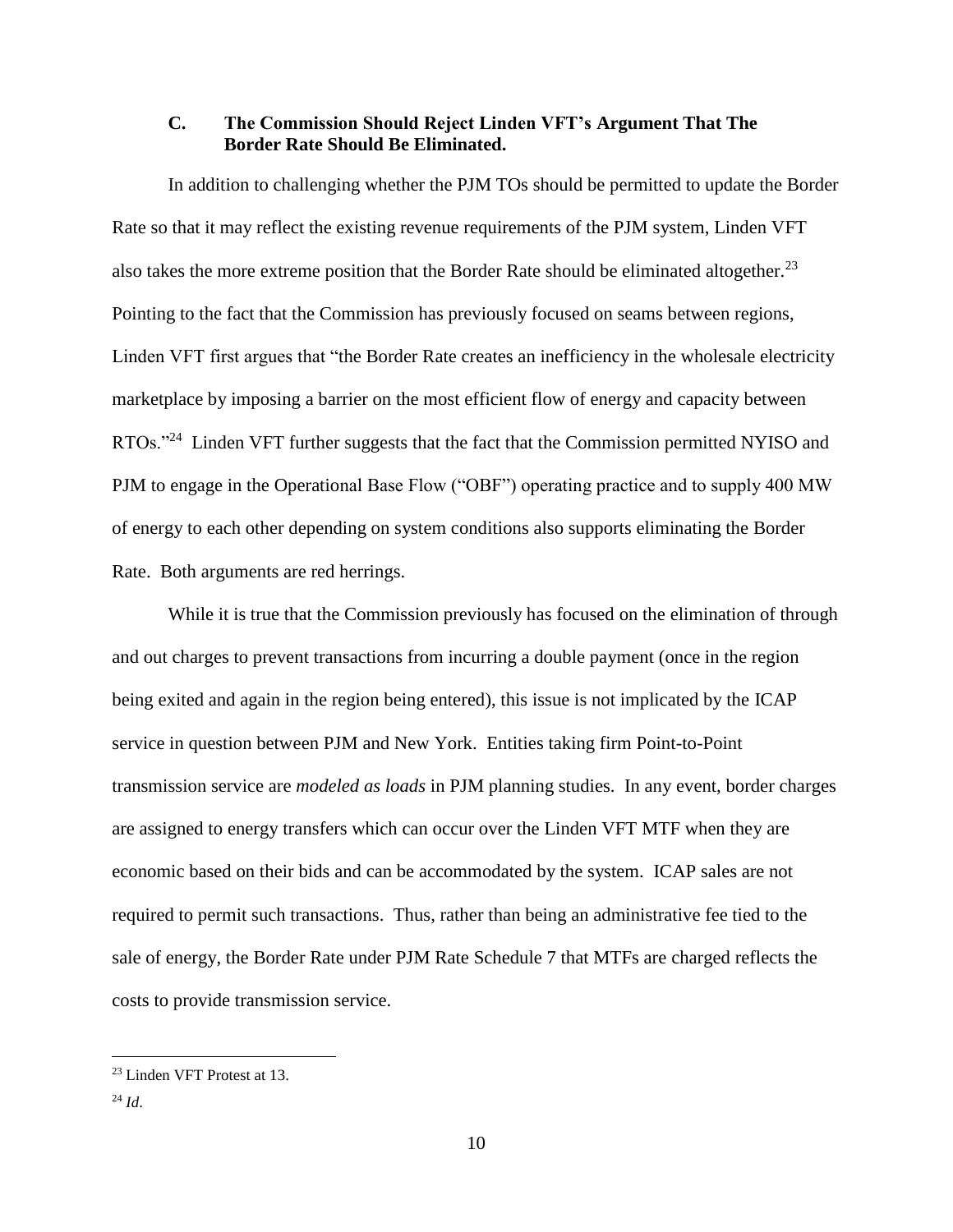### C. The Commission Should Reject Linden VFT's Argument That The Border Rate Should Be Eliminated.

In addition to challenging whether the PJM TOs should be permitted to update the Border Rate so that it may reflect the existing revenue requirements of the PJM system, Linden VFT also takes the more extreme position that the Border Rate should be eliminated altogether.[23] Pointing to the fact that the Commission has previously focused on seams between regions, Linden VFT first argues that "the Border Rate creates an inefficiency in the wholesale electricity marketplace by imposing a barrier on the most efficient flow of energy and capacity between RTOs."[24] Linden VFT further suggests that the fact that the Commission permitted NYISO and PJM to engage in the Operational Base Flow ("OBF") operating practice and to supply 400 MW of energy to each other depending on system conditions also supports eliminating the Border Rate. Both arguments are red herrings.

While it is true that the Commission previously has focused on the elimination of through and out charges to prevent transactions from incurring a double payment (once in the region being exited and again in the region being entered), this issue is not implicated by the ICAP service in question between PJM and New York. Entities taking firm Point-to-Point transmission service are *modeled as loads* in PJM planning studies. In any event, border charges are assigned to energy transfers which can occur over the Linden VFT MTF when they are economic based on their bids and can be accommodated by the system. ICAP sales are not required to permit such transactions. Thus, rather than being an administrative fee tied to the sale of energy, the Border Rate under PJM Rate Schedule 7 that MTFs are charged reflects the costs to provide transmission service.

---

[23] Linden VFT Protest at 13.

[24] *Id*.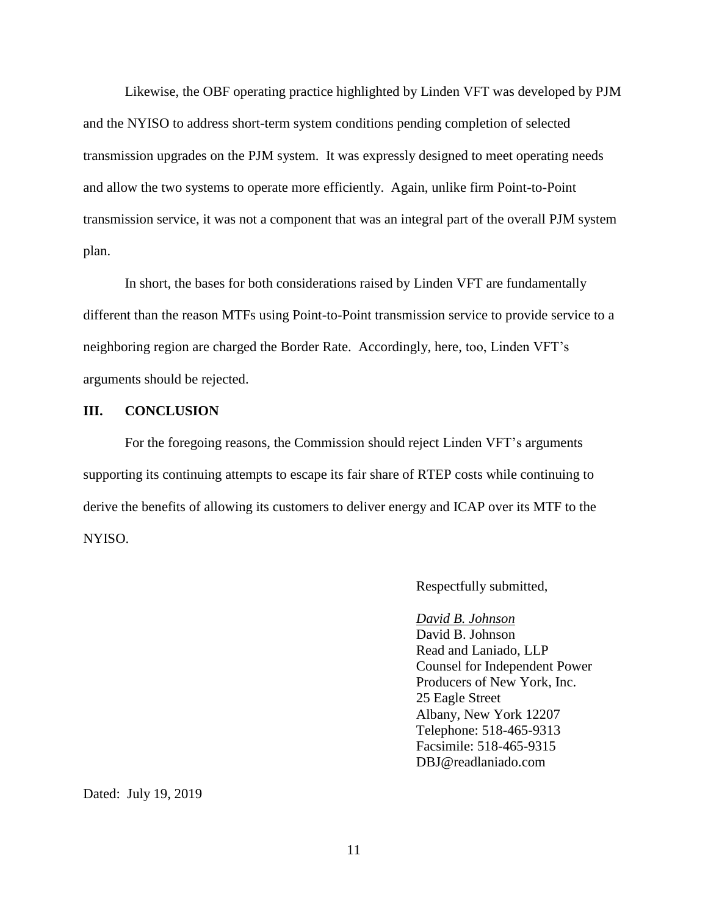Likewise, the OBF operating practice highlighted by Linden VFT was developed by PJM and the NYISO to address short-term system conditions pending completion of selected transmission upgrades on the PJM system. It was expressly designed to meet operating needs and allow the two systems to operate more efficiently. Again, unlike firm Point-to-Point transmission service, it was not a component that was an integral part of the overall PJM system plan.

In short, the bases for both considerations raised by Linden VFT are fundamentally different than the reason MTFs using Point-to-Point transmission service to provide service to a neighboring region are charged the Border Rate. Accordingly, here, too, Linden VFT's arguments should be rejected.

## III. CONCLUSION

For the foregoing reasons, the Commission should reject Linden VFT's arguments supporting its continuing attempts to escape its fair share of RTEP costs while continuing to derive the benefits of allowing its customers to deliver energy and ICAP over its MTF to the NYISO.

Respectfully submitted,

*David B. Johnson*
David B. Johnson
Read and Laniado, LLP
Counsel for Independent Power Producers of New York, Inc.
25 Eagle Street
Albany, New York 12207
Telephone: 518-465-9313
Facsimile: 518-465-9315
DBJ@readlaniado.com

Dated: July 19, 2019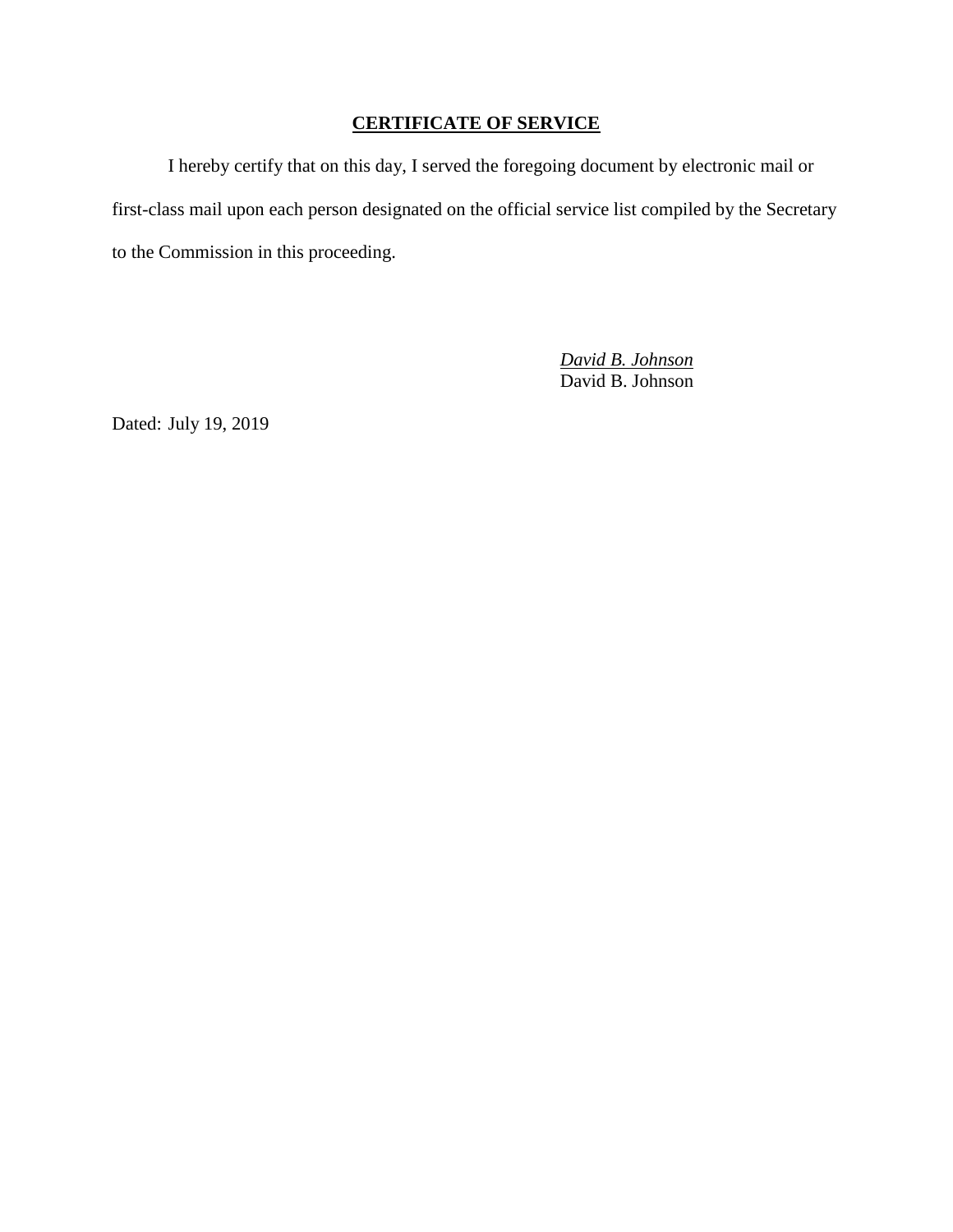# **CERTIFICATE OF SERVICE**

I hereby certify that on this day, I served the foregoing document by electronic mail or first-class mail upon each person designated on the official service list compiled by the Secretary to the Commission in this proceeding.

*David B. Johnson*
David B. Johnson

Dated: July 19, 2019